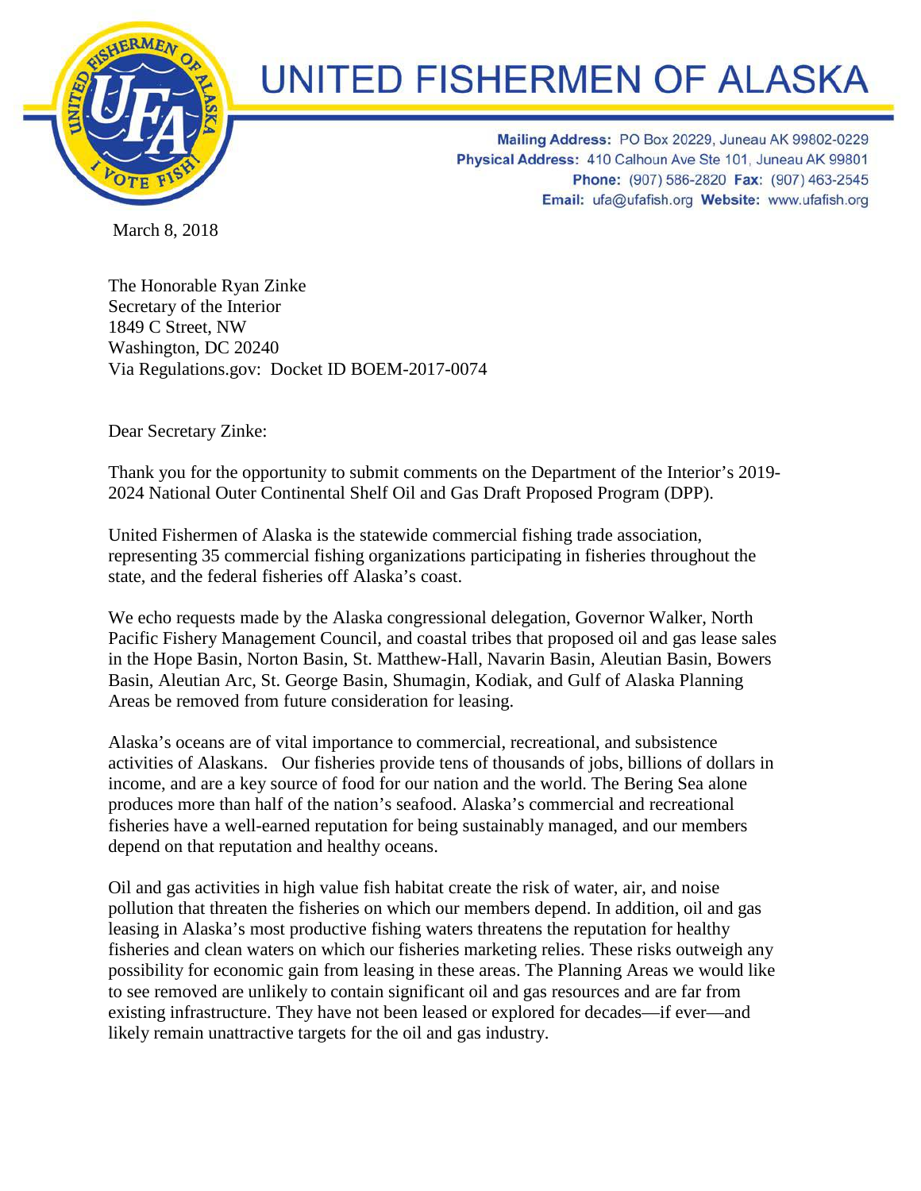# UNITED FISHERMEN OF ALASKA

**Mailing Address:** PO Box 20229, Juneau AK 99802-0229
**Physical Address:** 410 Calhoun Ave Ste 101, Juneau AK 99801
**Phone:** (907) 586-2820 **Fax:** (907) 463-2545
**Email:** ufa@ufafish.org **Website:** www.ufafish.org

March 8, 2018

The Honorable Ryan Zinke
Secretary of the Interior
1849 C Street, NW
Washington, DC 20240
Via Regulations.gov: Docket ID BOEM-2017-0074

Dear Secretary Zinke:

Thank you for the opportunity to submit comments on the Department of the Interior's 2019-2024 National Outer Continental Shelf Oil and Gas Draft Proposed Program (DPP).

United Fishermen of Alaska is the statewide commercial fishing trade association, representing 35 commercial fishing organizations participating in fisheries throughout the state, and the federal fisheries off Alaska's coast.

We echo requests made by the Alaska congressional delegation, Governor Walker, North Pacific Fishery Management Council, and coastal tribes that proposed oil and gas lease sales in the Hope Basin, Norton Basin, St. Matthew-Hall, Navarin Basin, Aleutian Basin, Bowers Basin, Aleutian Arc, St. George Basin, Shumagin, Kodiak, and Gulf of Alaska Planning Areas be removed from future consideration for leasing.

Alaska's oceans are of vital importance to commercial, recreational, and subsistence activities of Alaskans. Our fisheries provide tens of thousands of jobs, billions of dollars in income, and are a key source of food for our nation and the world. The Bering Sea alone produces more than half of the nation's seafood. Alaska's commercial and recreational fisheries have a well-earned reputation for being sustainably managed, and our members depend on that reputation and healthy oceans.

Oil and gas activities in high value fish habitat create the risk of water, air, and noise pollution that threaten the fisheries on which our members depend. In addition, oil and gas leasing in Alaska's most productive fishing waters threatens the reputation for healthy fisheries and clean waters on which our fisheries marketing relies. These risks outweigh any possibility for economic gain from leasing in these areas. The Planning Areas we would like to see removed are unlikely to contain significant oil and gas resources and are far from existing infrastructure. They have not been leased or explored for decades—if ever—and likely remain unattractive targets for the oil and gas industry.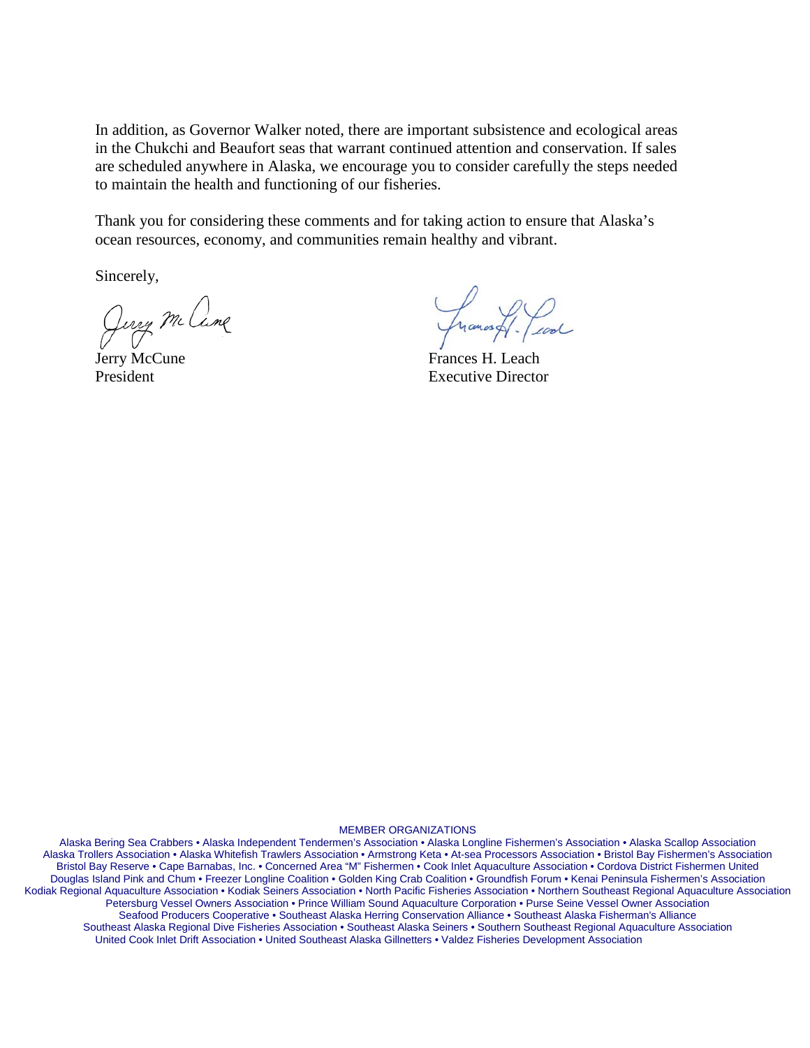In addition, as Governor Walker noted, there are important subsistence and ecological areas in the Chukchi and Beaufort seas that warrant continued attention and conservation. If sales are scheduled anywhere in Alaska, we encourage you to consider carefully the steps needed to maintain the health and functioning of our fisheries.

Thank you for considering these comments and for taking action to ensure that Alaska's ocean resources, economy, and communities remain healthy and vibrant.

Sincerely,

Jerry McCune
President

Frances H. Leach
Executive Director

MEMBER ORGANIZATIONS

Alaska Bering Sea Crabbers • Alaska Independent Tendermen's Association • Alaska Longline Fishermen's Association • Alaska Scallop Association
Alaska Trollers Association • Alaska Whitefish Trawlers Association • Armstrong Keta • At-sea Processors Association • Bristol Bay Fishermen's Association
Bristol Bay Reserve • Cape Barnabas, Inc. • Concerned Area "M" Fishermen • Cook Inlet Aquaculture Association • Cordova District Fishermen United
Douglas Island Pink and Chum • Freezer Longline Coalition • Golden King Crab Coalition • Groundfish Forum • Kenai Peninsula Fishermen's Association
Kodiak Regional Aquaculture Association • Kodiak Seiners Association • North Pacific Fisheries Association • Northern Southeast Regional Aquaculture Association
Petersburg Vessel Owners Association • Prince William Sound Aquaculture Corporation • Purse Seine Vessel Owner Association
Seafood Producers Cooperative • Southeast Alaska Herring Conservation Alliance • Southeast Alaska Fisherman's Alliance
Southeast Alaska Regional Dive Fisheries Association • Southeast Alaska Seiners • Southern Southeast Regional Aquaculture Association
United Cook Inlet Drift Association • United Southeast Alaska Gillnetters • Valdez Fisheries Development Association